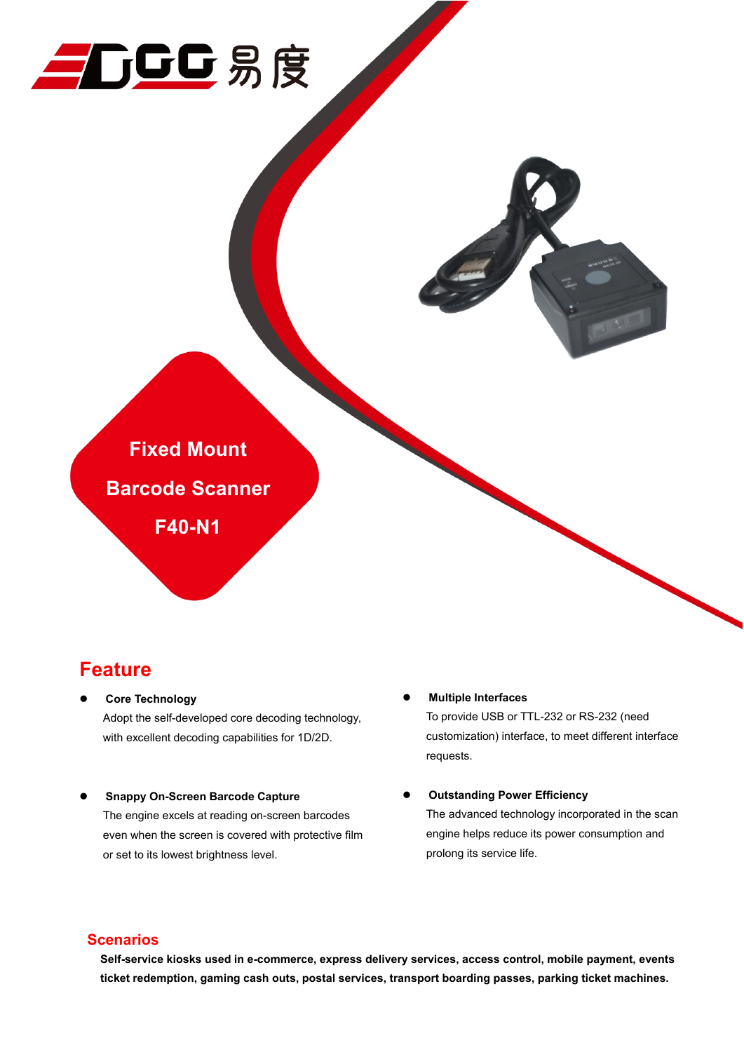EDGG 易度

# Fixed Mount Barcode Scanner F40-N1

## Feature

- **Core Technology**
  Adopt the self-developed core decoding technology, with excellent decoding capabilities for 1D/2D.

- **Snappy On-Screen Barcode Capture**
  The engine excels at reading on-screen barcodes even when the screen is covered with protective film or set to its lowest brightness level.

- **Multiple Interfaces**
  To provide USB or TTL-232 or RS-232 (need customization) interface, to meet different interface requests.

- **Outstanding Power Efficiency**
  The advanced technology incorporated in the scan engine helps reduce its power consumption and prolong its service life.

## Scenarios

**Self-service kiosks used in e-commerce, express delivery services, access control, mobile payment, events ticket redemption, gaming cash outs, postal services, transport boarding passes, parking ticket machines.**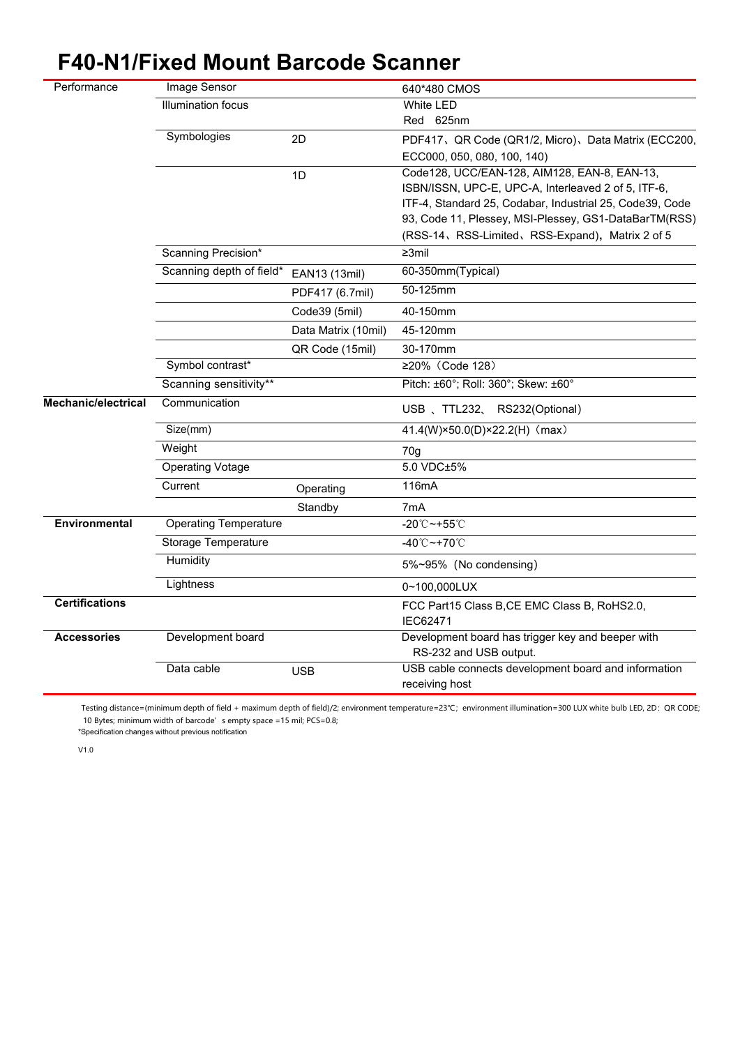# F40-N1/Fixed Mount Barcode Scanner

| | | | |
|---|---|---|---|
| Performance | Image Sensor | | 640*480 CMOS |
| | Illumination focus | | White LED<br>Red 625nm |
| | Symbologies | 2D | PDF417、QR Code (QR1/2, Micro)、Data Matrix (ECC200, ECC000, 050, 080, 100, 140) |
| | | 1D | Code128, UCC/EAN-128, AIM128, EAN-8, EAN-13, ISBN/ISSN, UPC-E, UPC-A, Interleaved 2 of 5, ITF-6, ITF-4, Standard 25, Codabar, Industrial 25, Code39, Code 93, Code 11, Plessey, MSI-Plessey, GS1-DataBarTM(RSS) (RSS-14、RSS-Limited、RSS-Expand), Matrix 2 of 5 |
| | Scanning Precision* | | ≥3mil |
| | Scanning depth of field* | EAN13 (13mil) | 60-350mm(Typical) |
| | | PDF417 (6.7mil) | 50-125mm |
| | | Code39 (5mil) | 40-150mm |
| | | Data Matrix (10mil) | 45-120mm |
| | | QR Code (15mil) | 30-170mm |
| | Symbol contrast* | | ≥20%（Code 128） |
| | Scanning sensitivity** | | Pitch: ±60°; Roll: 360°; Skew: ±60° |
| **Mechanic/electrical** | Communication | | USB 、TTL232、 RS232(Optional) |
| | Size(mm) | | 41.4(W)×50.0(D)×22.2(H)（max） |
| | Weight | | 70g |
| | Operating Votage | | 5.0 VDC±5% |
| | Current | Operating | 116mA |
| | | Standby | 7mA |
| **Environmental** | Operating Temperature | | -20℃~+55℃ |
| | Storage Temperature | | -40℃~+70℃ |
| | Humidity | | 5%~95%（No condensing) |
| | Lightness | | 0~100,000LUX |
| **Certifications** | | | FCC Part15 Class B,CE EMC Class B, RoHS2.0, IEC62471 |
| **Accessories** | Development board | | Development board has trigger key and beeper with RS-232 and USB output. |
| | Data cable | USB | USB cable connects development board and information receiving host |

Testing distance=(minimum depth of field + maximum depth of field)/2; environment temperature=23℃; environment illumination=300 LUX white bulb LED, 2D：QR CODE; 10 Bytes; minimum width of barcode' s empty space =15 mil; PCS=0.8;

*Specification changes without previous notification

V1.0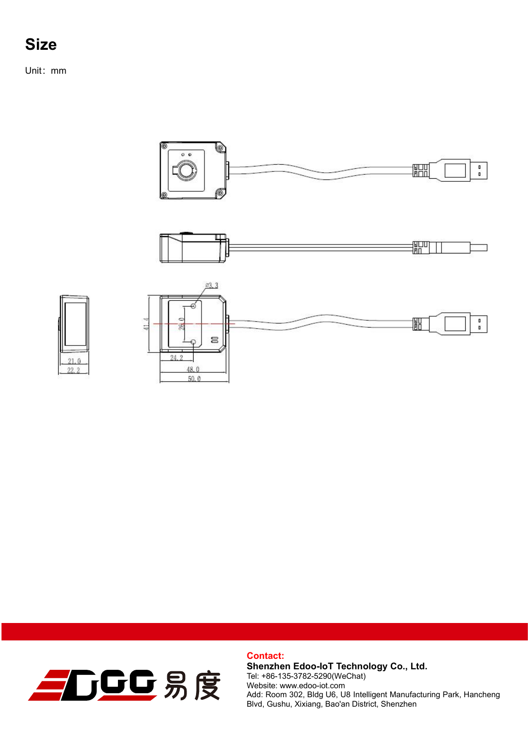## Size

Unit：mm

Ø3.3

41.4

26.0

24.2

48.0

50.0

21.0

22.2

**Contact:**

**Shenzhen Edoo-IoT Technology Co., Ltd.**

Tel: +86-135-3782-5290(WeChat)

Website: www.edoo-iot.com

Add: Room 302, Bldg U6, U8 Intelligent Manufacturing Park, Hancheng Blvd, Gushu, Xixiang, Bao'an District, Shenzhen